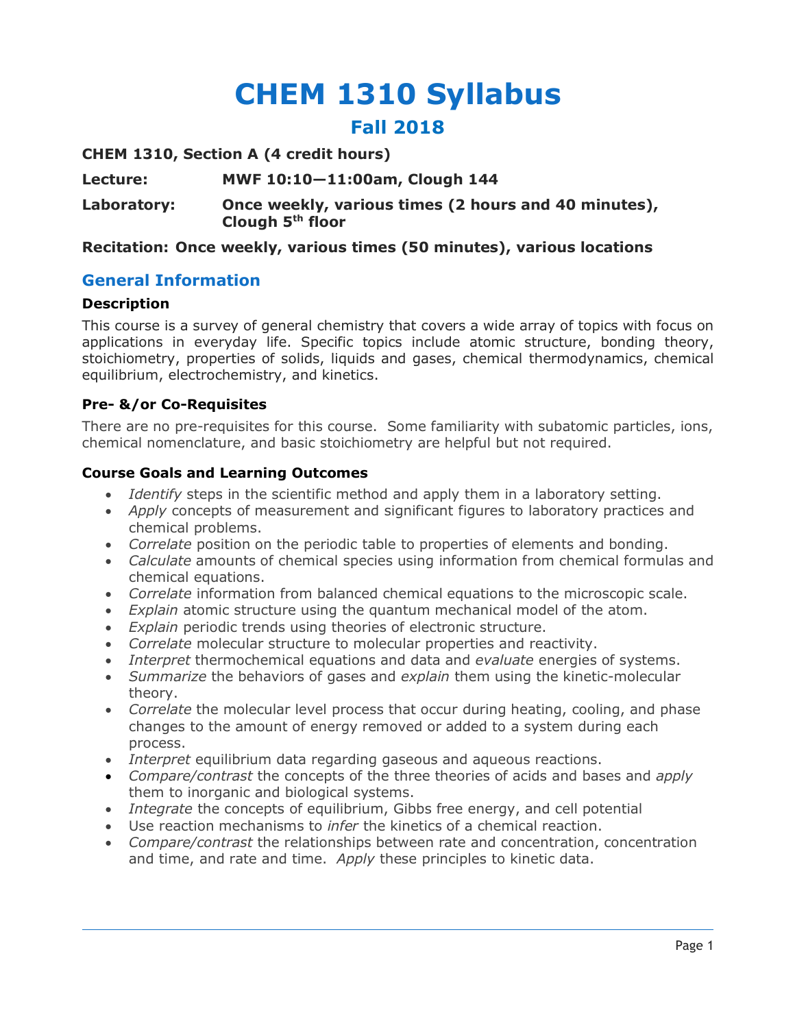# CHEM 1310 Syllabus

## Fall 2018

**CHEM 1310, Section A (4 credit hours)**

**Lecture:** **MWF 10:10—11:00am, Clough 144**

**Laboratory:** **Once weekly, various times (2 hours and 40 minutes), Clough 5th floor**

**Recitation: Once weekly, various times (50 minutes), various locations**

## General Information

### Description

This course is a survey of general chemistry that covers a wide array of topics with focus on applications in everyday life. Specific topics include atomic structure, bonding theory, stoichiometry, properties of solids, liquids and gases, chemical thermodynamics, chemical equilibrium, electrochemistry, and kinetics.

### Pre- &/or Co-Requisites

There are no pre-requisites for this course. Some familiarity with subatomic particles, ions, chemical nomenclature, and basic stoichiometry are helpful but not required.

### Course Goals and Learning Outcomes

- *Identify* steps in the scientific method and apply them in a laboratory setting.
- *Apply* concepts of measurement and significant figures to laboratory practices and chemical problems.
- *Correlate* position on the periodic table to properties of elements and bonding.
- *Calculate* amounts of chemical species using information from chemical formulas and chemical equations.
- *Correlate* information from balanced chemical equations to the microscopic scale.
- *Explain* atomic structure using the quantum mechanical model of the atom.
- *Explain* periodic trends using theories of electronic structure.
- *Correlate* molecular structure to molecular properties and reactivity.
- *Interpret* thermochemical equations and data and *evaluate* energies of systems.
- *Summarize* the behaviors of gases and *explain* them using the kinetic-molecular theory.
- *Correlate* the molecular level process that occur during heating, cooling, and phase changes to the amount of energy removed or added to a system during each process.
- *Interpret* equilibrium data regarding gaseous and aqueous reactions.
- *Compare/contrast* the concepts of the three theories of acids and bases and *apply* them to inorganic and biological systems.
- *Integrate* the concepts of equilibrium, Gibbs free energy, and cell potential
- Use reaction mechanisms to *infer* the kinetics of a chemical reaction.
- *Compare/contrast* the relationships between rate and concentration, concentration and time, and rate and time. *Apply* these principles to kinetic data.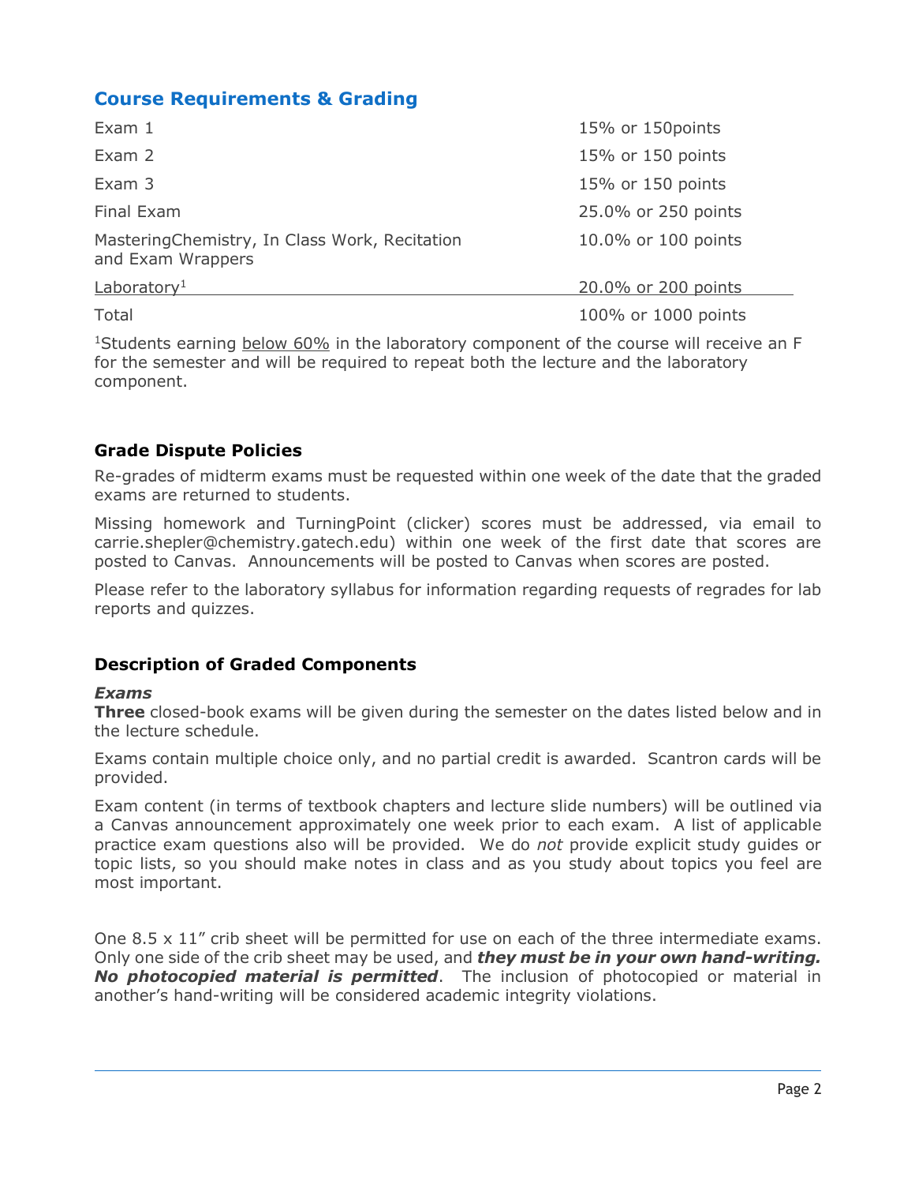## Course Requirements & Grading

| | |
|---|---|
| Exam 1 | 15% or 150points |
| Exam 2 | 15% or 150 points |
| Exam 3 | 15% or 150 points |
| Final Exam | 25.0% or 250 points |
| MasteringChemistry, In Class Work, Recitation and Exam Wrappers | 10.0% or 100 points |
| Laboratory[1] | 20.0% or 200 points |
| Total | 100% or 1000 points |

[1]Students earning below 60% in the laboratory component of the course will receive an F for the semester and will be required to repeat both the lecture and the laboratory component.

### Grade Dispute Policies

Re-grades of midterm exams must be requested within one week of the date that the graded exams are returned to students.

Missing homework and TurningPoint (clicker) scores must be addressed, via email to carrie.shepler@chemistry.gatech.edu) within one week of the first date that scores are posted to Canvas. Announcements will be posted to Canvas when scores are posted.

Please refer to the laboratory syllabus for information regarding requests of regrades for lab reports and quizzes.

### Description of Graded Components

#### *Exams*

**Three** closed-book exams will be given during the semester on the dates listed below and in the lecture schedule.

Exams contain multiple choice only, and no partial credit is awarded. Scantron cards will be provided.

Exam content (in terms of textbook chapters and lecture slide numbers) will be outlined via a Canvas announcement approximately one week prior to each exam. A list of applicable practice exam questions also will be provided. We do *not* provide explicit study guides or topic lists, so you should make notes in class and as you study about topics you feel are most important.

One 8.5 x 11" crib sheet will be permitted for use on each of the three intermediate exams. Only one side of the crib sheet may be used, and ***they must be in your own hand-writing. No photocopied material is permitted***. The inclusion of photocopied or material in another's hand-writing will be considered academic integrity violations.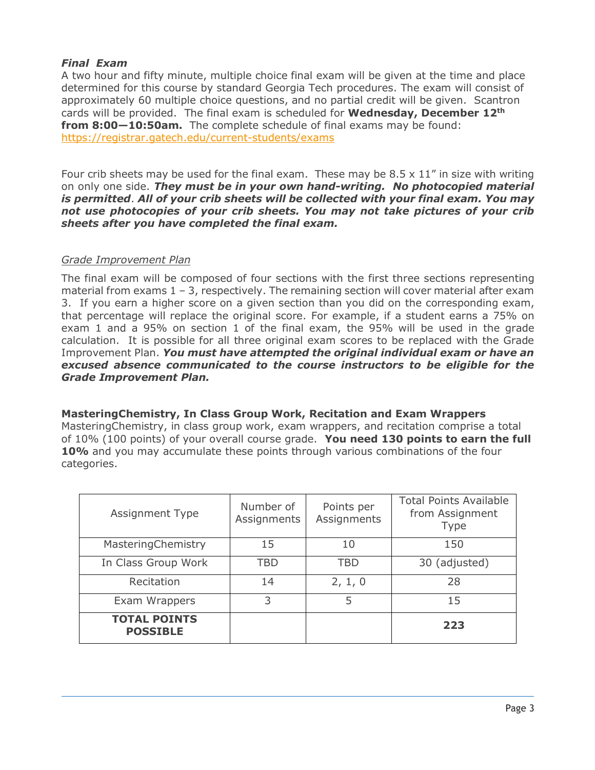### *Final Exam*

A two hour and fifty minute, multiple choice final exam will be given at the time and place determined for this course by standard Georgia Tech procedures. The exam will consist of approximately 60 multiple choice questions, and no partial credit will be given. Scantron cards will be provided. The final exam is scheduled for **Wednesday, December 12$^{th}$ from 8:00—10:50am.** The complete schedule of final exams may be found: https://registrar.gatech.edu/current-students/exams

Four crib sheets may be used for the final exam. These may be 8.5 x 11" in size with writing on only one side. ***They must be in your own hand-writing. No photocopied material is permitted***. ***All of your crib sheets will be collected with your final exam. You may not use photocopies of your crib sheets. You may not take pictures of your crib sheets after you have completed the final exam.***

#### Grade Improvement Plan

The final exam will be composed of four sections with the first three sections representing material from exams 1 – 3, respectively. The remaining section will cover material after exam 3. If you earn a higher score on a given section than you did on the corresponding exam, that percentage will replace the original score. For example, if a student earns a 75% on exam 1 and a 95% on section 1 of the final exam, the 95% will be used in the grade calculation. It is possible for all three original exam scores to be replaced with the Grade Improvement Plan. ***You must have attempted the original individual exam or have an excused absence communicated to the course instructors to be eligible for the Grade Improvement Plan.***

### MasteringChemistry, In Class Group Work, Recitation and Exam Wrappers

MasteringChemistry, in class group work, exam wrappers, and recitation comprise a total of 10% (100 points) of your overall course grade. **You need 130 points to earn the full 10%** and you may accumulate these points through various combinations of the four categories.

| Assignment Type | Number of Assignments | Points per Assignments | Total Points Available from Assignment Type |
|---|---|---|---|
| MasteringChemistry | 15 | 10 | 150 |
| In Class Group Work | TBD | TBD | 30 (adjusted) |
| Recitation | 14 | 2, 1, 0 | 28 |
| Exam Wrappers | 3 | 5 | 15 |
| **TOTAL POINTS POSSIBLE** | | | **223** |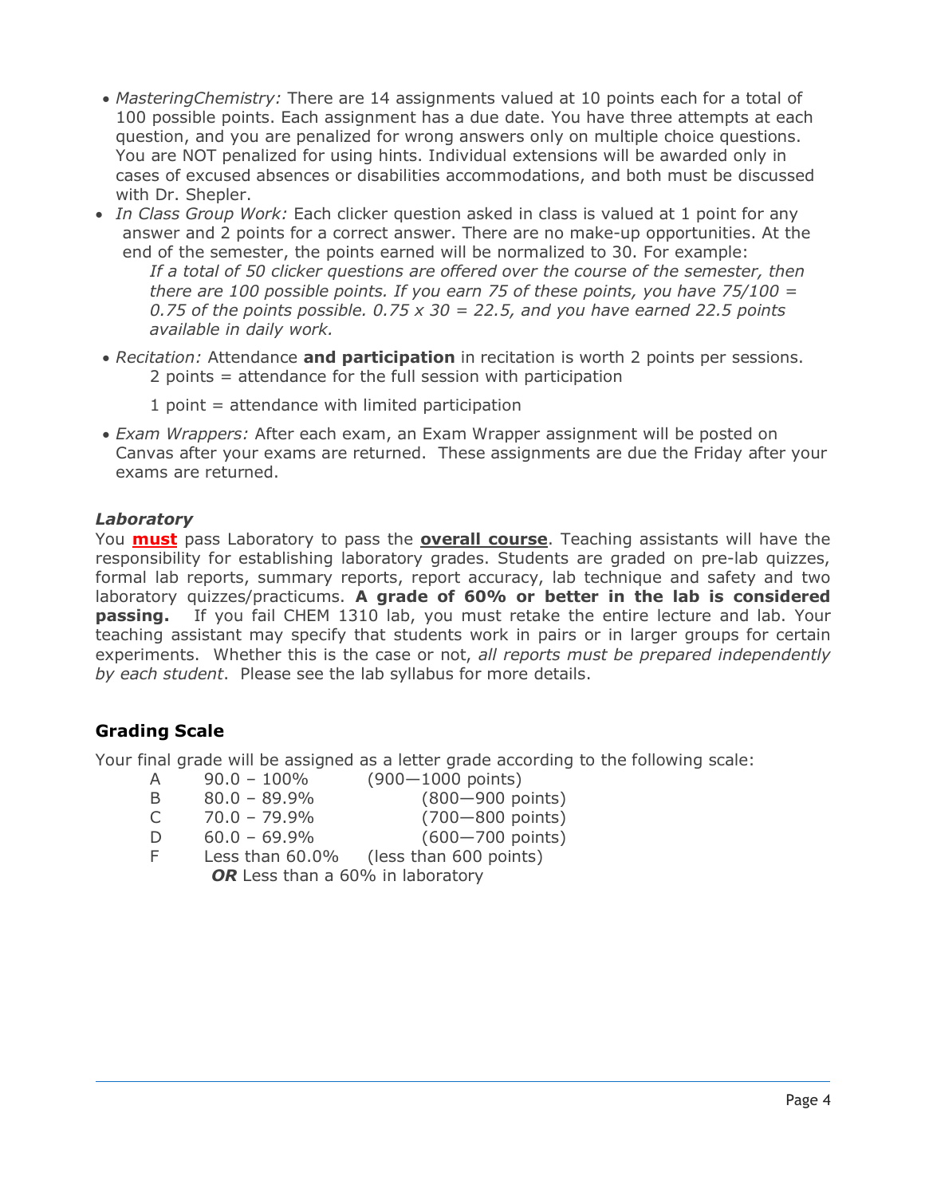- *MasteringChemistry:* There are 14 assignments valued at 10 points each for a total of 100 possible points. Each assignment has a due date. You have three attempts at each question, and you are penalized for wrong answers only on multiple choice questions. You are NOT penalized for using hints. Individual extensions will be awarded only in cases of excused absences or disabilities accommodations, and both must be discussed with Dr. Shepler.
- *In Class Group Work:* Each clicker question asked in class is valued at 1 point for any answer and 2 points for a correct answer. There are no make-up opportunities. At the end of the semester, the points earned will be normalized to 30. For example:
  *If a total of 50 clicker questions are offered over the course of the semester, then there are 100 possible points. If you earn 75 of these points, you have 75/100 = 0.75 of the points possible. 0.75 x 30 = 22.5, and you have earned 22.5 points available in daily work.*
- *Recitation:* Attendance **and participation** in recitation is worth 2 points per sessions.
  2 points = attendance for the full session with participation

  1 point = attendance with limited participation
- *Exam Wrappers:* After each exam, an Exam Wrapper assignment will be posted on Canvas after your exams are returned. These assignments are due the Friday after your exams are returned.

### *Laboratory*

You **must** pass Laboratory to pass the **overall course**. Teaching assistants will have the responsibility for establishing laboratory grades. Students are graded on pre-lab quizzes, formal lab reports, summary reports, report accuracy, lab technique and safety and two laboratory quizzes/practicums. **A grade of 60% or better in the lab is considered passing.** If you fail CHEM 1310 lab, you must retake the entire lecture and lab. Your teaching assistant may specify that students work in pairs or in larger groups for certain experiments. Whether this is the case or not, *all reports must be prepared independently by each student*. Please see the lab syllabus for more details.

## Grading Scale

Your final grade will be assigned as a letter grade according to the following scale:

| | | |
|---|---|---|
| A | 90.0 – 100% | (900—1000 points) |
| B | 80.0 – 89.9% | (800—900 points) |
| C | 70.0 – 79.9% | (700—800 points) |
| D | 60.0 – 69.9% | (600—700 points) |
| F | Less than 60.0% | (less than 600 points) |
| | ***OR*** Less than a 60% in laboratory | |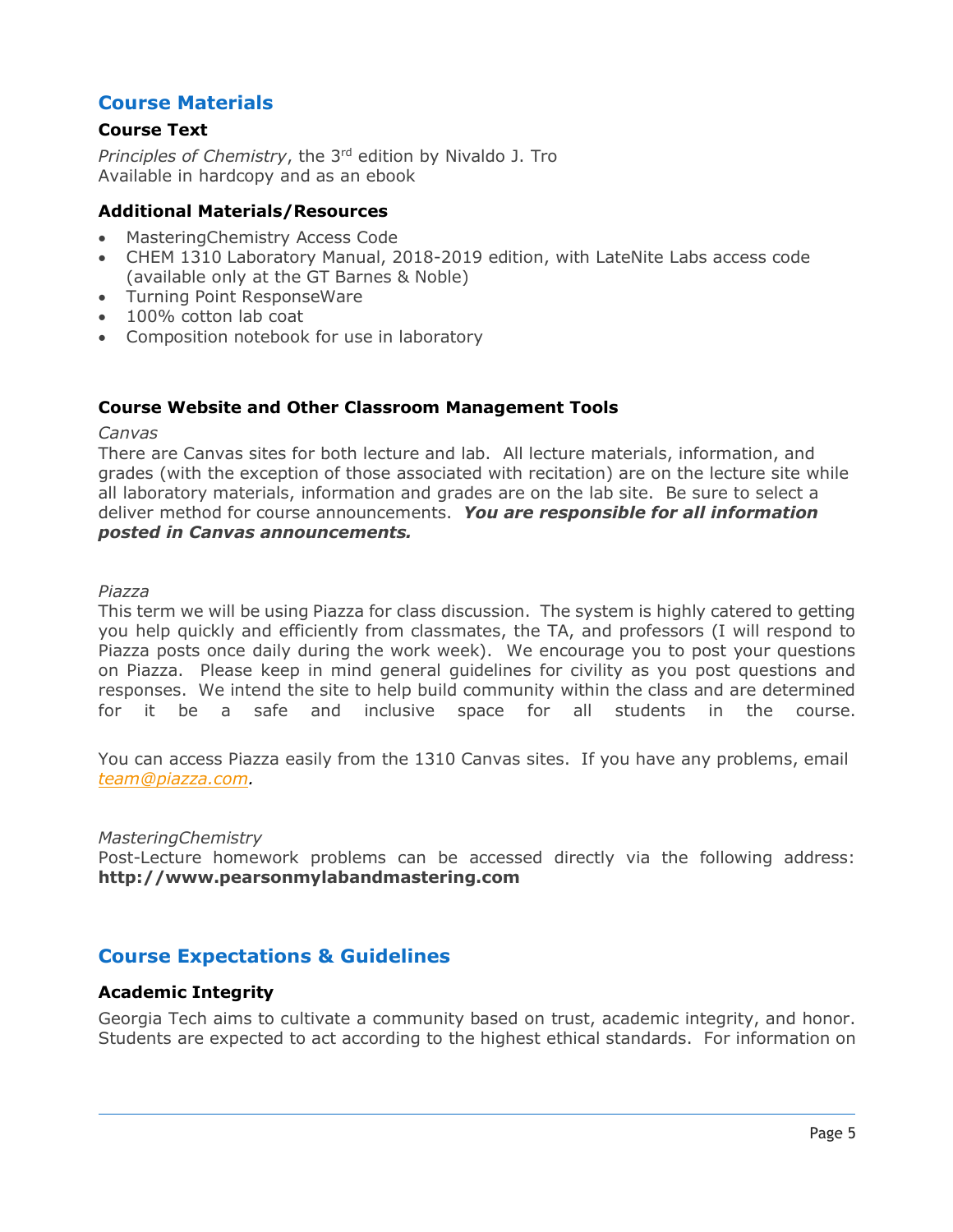## Course Materials

### Course Text

*Principles of Chemistry*, the 3rd edition by Nivaldo J. Tro
Available in hardcopy and as an ebook

### Additional Materials/Resources

- MasteringChemistry Access Code
- CHEM 1310 Laboratory Manual, 2018-2019 edition, with LateNite Labs access code (available only at the GT Barnes & Noble)
- Turning Point ResponseWare
- 100% cotton lab coat
- Composition notebook for use in laboratory

### Course Website and Other Classroom Management Tools

*Canvas*

There are Canvas sites for both lecture and lab. All lecture materials, information, and grades (with the exception of those associated with recitation) are on the lecture site while all laboratory materials, information and grades are on the lab site. Be sure to select a deliver method for course announcements. ***You are responsible for all information posted in Canvas announcements.***

*Piazza*

This term we will be using Piazza for class discussion. The system is highly catered to getting you help quickly and efficiently from classmates, the TA, and professors (I will respond to Piazza posts once daily during the work week). We encourage you to post your questions on Piazza. Please keep in mind general guidelines for civility as you post questions and responses. We intend the site to help build community within the class and are determined for it be a safe and inclusive space for all students in the course.

You can access Piazza easily from the 1310 Canvas sites. If you have any problems, email *team@piazza.com*.

*MasteringChemistry*

Post-Lecture homework problems can be accessed directly via the following address: **http://www.pearsonmylabandmastering.com**

## Course Expectations & Guidelines

### Academic Integrity

Georgia Tech aims to cultivate a community based on trust, academic integrity, and honor. Students are expected to act according to the highest ethical standards. For information on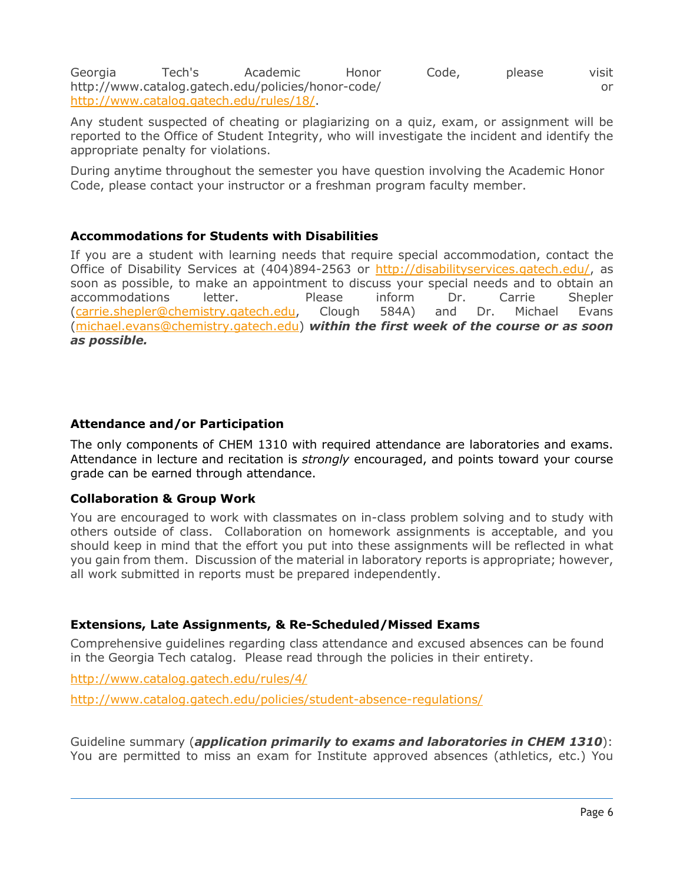Georgia Tech's Academic Honor Code, please visit http://www.catalog.gatech.edu/policies/honor-code/ or http://www.catalog.gatech.edu/rules/18/.

Any student suspected of cheating or plagiarizing on a quiz, exam, or assignment will be reported to the Office of Student Integrity, who will investigate the incident and identify the appropriate penalty for violations.

During anytime throughout the semester you have question involving the Academic Honor Code, please contact your instructor or a freshman program faculty member.

### Accommodations for Students with Disabilities

If you are a student with learning needs that require special accommodation, contact the Office of Disability Services at (404)894-2563 or http://disabilityservices.gatech.edu/, as soon as possible, to make an appointment to discuss your special needs and to obtain an accommodations letter. Please inform Dr. Carrie Shepler (carrie.shepler@chemistry.gatech.edu, Clough 584A) and Dr. Michael Evans (michael.evans@chemistry.gatech.edu) ***within the first week of the course or as soon as possible.***

### Attendance and/or Participation

The only components of CHEM 1310 with required attendance are laboratories and exams. Attendance in lecture and recitation is *strongly* encouraged, and points toward your course grade can be earned through attendance.

### Collaboration & Group Work

You are encouraged to work with classmates on in-class problem solving and to study with others outside of class. Collaboration on homework assignments is acceptable, and you should keep in mind that the effort you put into these assignments will be reflected in what you gain from them. Discussion of the material in laboratory reports is appropriate; however, all work submitted in reports must be prepared independently.

### Extensions, Late Assignments, & Re-Scheduled/Missed Exams

Comprehensive guidelines regarding class attendance and excused absences can be found in the Georgia Tech catalog. Please read through the policies in their entirety.

http://www.catalog.gatech.edu/rules/4/

http://www.catalog.gatech.edu/policies/student-absence-regulations/

Guideline summary (***application primarily to exams and laboratories in CHEM 1310***): You are permitted to miss an exam for Institute approved absences (athletics, etc.) You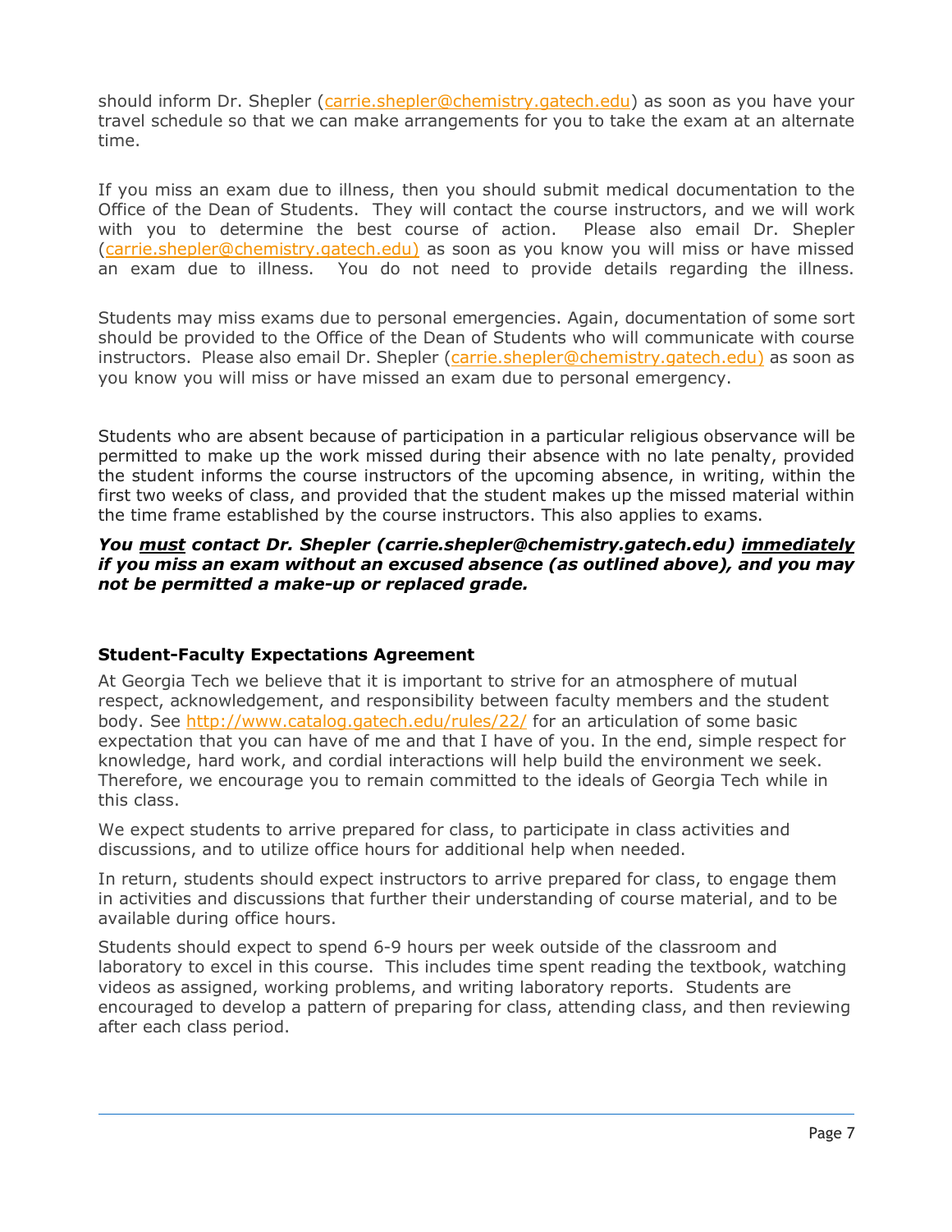should inform Dr. Shepler (carrie.shepler@chemistry.gatech.edu) as soon as you have your travel schedule so that we can make arrangements for you to take the exam at an alternate time.

If you miss an exam due to illness, then you should submit medical documentation to the Office of the Dean of Students. They will contact the course instructors, and we will work with you to determine the best course of action. Please also email Dr. Shepler (carrie.shepler@chemistry.gatech.edu) as soon as you know you will miss or have missed an exam due to illness. You do not need to provide details regarding the illness.

Students may miss exams due to personal emergencies. Again, documentation of some sort should be provided to the Office of the Dean of Students who will communicate with course instructors. Please also email Dr. Shepler (carrie.shepler@chemistry.gatech.edu) as soon as you know you will miss or have missed an exam due to personal emergency.

Students who are absent because of participation in a particular religious observance will be permitted to make up the work missed during their absence with no late penalty, provided the student informs the course instructors of the upcoming absence, in writing, within the first two weeks of class, and provided that the student makes up the missed material within the time frame established by the course instructors. This also applies to exams.

***You <u>must</u> contact Dr. Shepler (carrie.shepler@chemistry.gatech.edu) <u>immediately</u> if you miss an exam without an excused absence (as outlined above), and you may not be permitted a make-up or replaced grade.***

### Student-Faculty Expectations Agreement

At Georgia Tech we believe that it is important to strive for an atmosphere of mutual respect, acknowledgement, and responsibility between faculty members and the student body. See http://www.catalog.gatech.edu/rules/22/ for an articulation of some basic expectation that you can have of me and that I have of you. In the end, simple respect for knowledge, hard work, and cordial interactions will help build the environment we seek. Therefore, we encourage you to remain committed to the ideals of Georgia Tech while in this class.

We expect students to arrive prepared for class, to participate in class activities and discussions, and to utilize office hours for additional help when needed.

In return, students should expect instructors to arrive prepared for class, to engage them in activities and discussions that further their understanding of course material, and to be available during office hours.

Students should expect to spend 6-9 hours per week outside of the classroom and laboratory to excel in this course. This includes time spent reading the textbook, watching videos as assigned, working problems, and writing laboratory reports. Students are encouraged to develop a pattern of preparing for class, attending class, and then reviewing after each class period.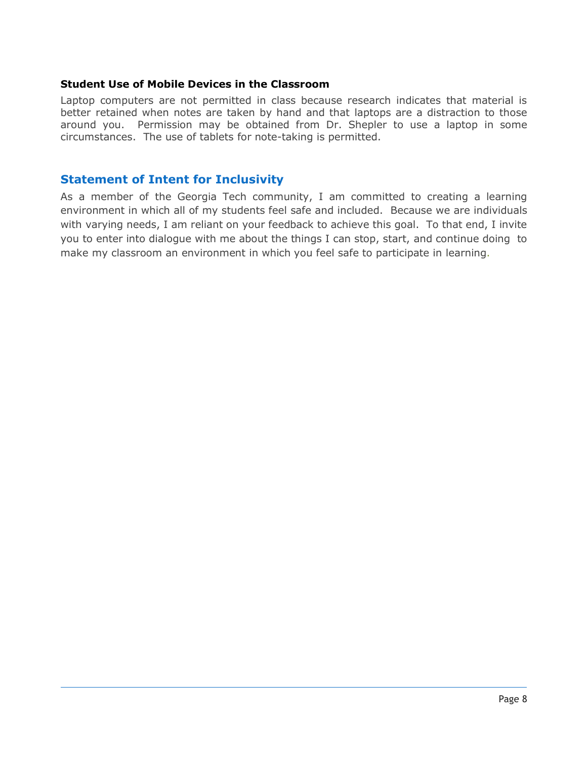**Student Use of Mobile Devices in the Classroom**

Laptop computers are not permitted in class because research indicates that material is better retained when notes are taken by hand and that laptops are a distraction to those around you. Permission may be obtained from Dr. Shepler to use a laptop in some circumstances. The use of tablets for note-taking is permitted.

## Statement of Intent for Inclusivity

As a member of the Georgia Tech community, I am committed to creating a learning environment in which all of my students feel safe and included. Because we are individuals with varying needs, I am reliant on your feedback to achieve this goal. To that end, I invite you to enter into dialogue with me about the things I can stop, start, and continue doing to make my classroom an environment in which you feel safe to participate in learning.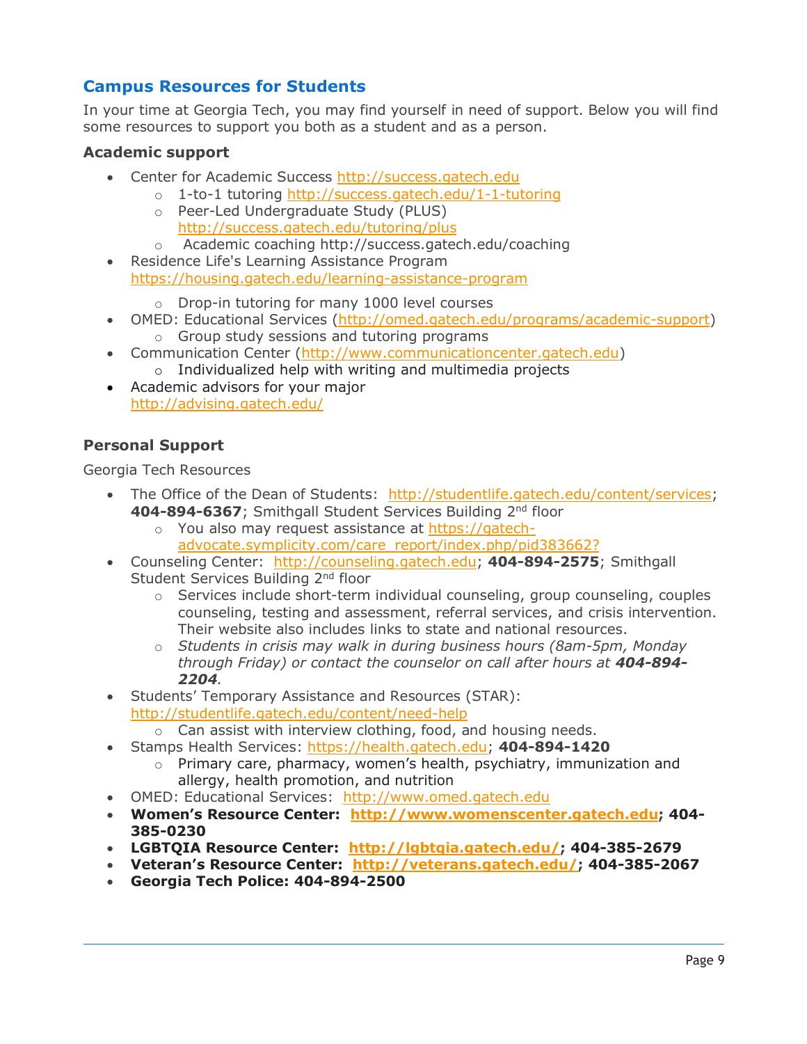## Campus Resources for Students

In your time at Georgia Tech, you may find yourself in need of support. Below you will find some resources to support you both as a student and as a person.

### Academic support

- Center for Academic Success http://success.gatech.edu
  - 1-to-1 tutoring http://success.gatech.edu/1-1-tutoring
  - Peer-Led Undergraduate Study (PLUS) http://success.gatech.edu/tutoring/plus
  - Academic coaching http://success.gatech.edu/coaching
- Residence Life's Learning Assistance Program https://housing.gatech.edu/learning-assistance-program
  - Drop-in tutoring for many 1000 level courses
- OMED: Educational Services (http://omed.gatech.edu/programs/academic-support)
  - Group study sessions and tutoring programs
- Communication Center (http://www.communicationcenter.gatech.edu)
  - Individualized help with writing and multimedia projects
- Academic advisors for your major http://advising.gatech.edu/

### Personal Support

Georgia Tech Resources

- The Office of the Dean of Students: http://studentlife.gatech.edu/content/services; **404-894-6367**; Smithgall Student Services Building 2nd floor
  - You also may request assistance at https://gatech-advocate.symplicity.com/care_report/index.php/pid383662?
- Counseling Center: http://counseling.gatech.edu; **404-894-2575**; Smithgall Student Services Building 2nd floor
  - Services include short-term individual counseling, group counseling, couples counseling, testing and assessment, referral services, and crisis intervention. Their website also includes links to state and national resources.
  - *Students in crisis may walk in during business hours (8am-5pm, Monday through Friday) or contact the counselor on call after hours at **404-894-2204**.*
- Students' Temporary Assistance and Resources (STAR): http://studentlife.gatech.edu/content/need-help
  - Can assist with interview clothing, food, and housing needs.
- Stamps Health Services: https://health.gatech.edu; **404-894-1420**
  - Primary care, pharmacy, women's health, psychiatry, immunization and allergy, health promotion, and nutrition
- OMED: Educational Services: http://www.omed.gatech.edu
- **Women's Resource Center: http://www.womenscenter.gatech.edu; 404-385-0230**
- **LGBTQIA Resource Center: http://lgbtqia.gatech.edu/; 404-385-2679**
- **Veteran's Resource Center: http://veterans.gatech.edu/; 404-385-2067**
- **Georgia Tech Police: 404-894-2500**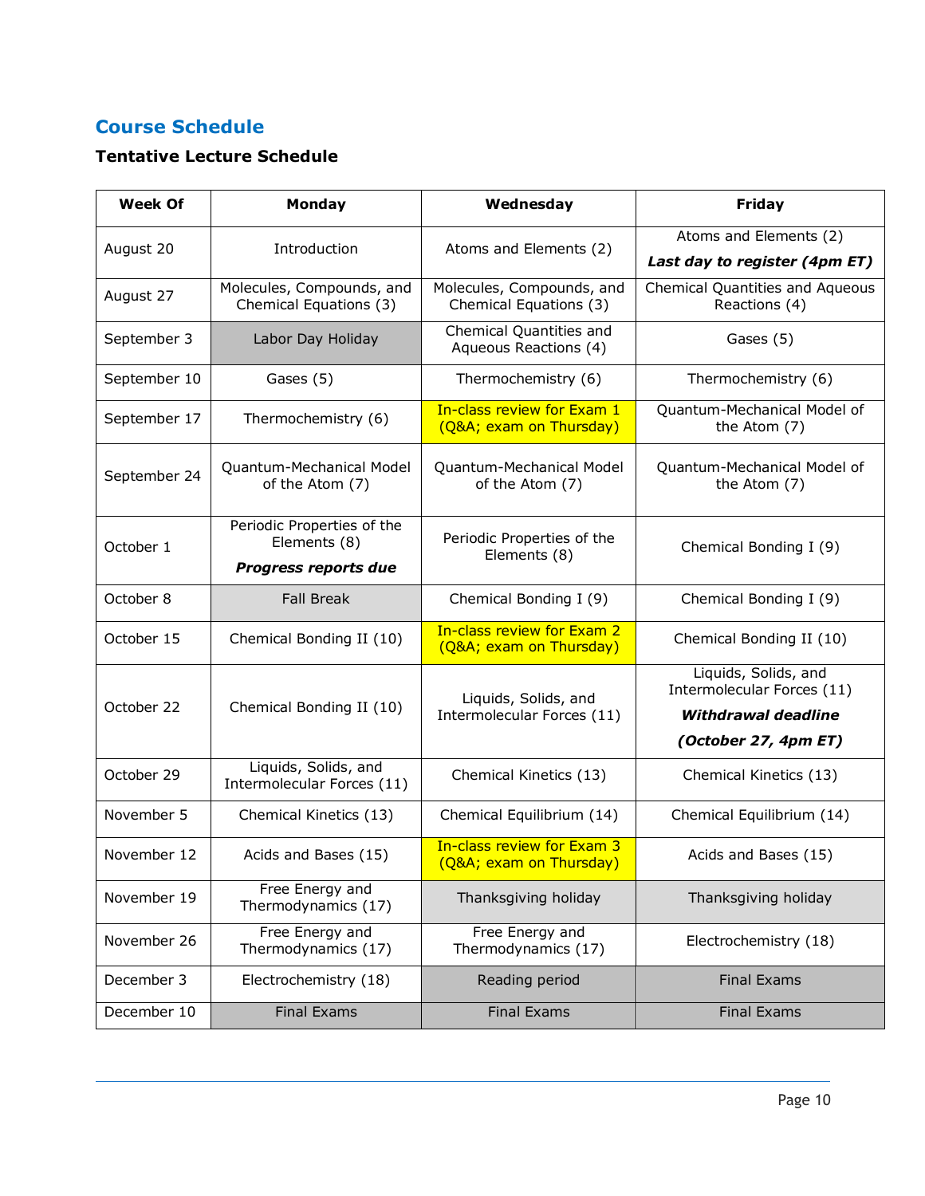## Course Schedule

### Tentative Lecture Schedule

| Week Of | Monday | Wednesday | Friday |
|---|---|---|---|
| August 20 | Introduction | Atoms and Elements (2) | Atoms and Elements (2) ***Last day to register (4pm ET)*** |
| August 27 | Molecules, Compounds, and Chemical Equations (3) | Molecules, Compounds, and Chemical Equations (3) | Chemical Quantities and Aqueous Reactions (4) |
| September 3 | Labor Day Holiday | Chemical Quantities and Aqueous Reactions (4) | Gases (5) |
| September 10 | Gases (5) | Thermochemistry (6) | Thermochemistry (6) |
| September 17 | Thermochemistry (6) | In-class review for Exam 1 (Q&A; exam on Thursday) | Quantum-Mechanical Model of the Atom (7) |
| September 24 | Quantum-Mechanical Model of the Atom (7) | Quantum-Mechanical Model of the Atom (7) | Quantum-Mechanical Model of the Atom (7) |
| October 1 | Periodic Properties of the Elements (8) ***Progress reports due*** | Periodic Properties of the Elements (8) | Chemical Bonding I (9) |
| October 8 | Fall Break | Chemical Bonding I (9) | Chemical Bonding I (9) |
| October 15 | Chemical Bonding II (10) | In-class review for Exam 2 (Q&A; exam on Thursday) | Chemical Bonding II (10) |
| October 22 | Chemical Bonding II (10) | Liquids, Solids, and Intermolecular Forces (11) | Liquids, Solids, and Intermolecular Forces (11) ***Withdrawal deadline (October 27, 4pm ET)*** |
| October 29 | Liquids, Solids, and Intermolecular Forces (11) | Chemical Kinetics (13) | Chemical Kinetics (13) |
| November 5 | Chemical Kinetics (13) | Chemical Equilibrium (14) | Chemical Equilibrium (14) |
| November 12 | Acids and Bases (15) | In-class review for Exam 3 (Q&A; exam on Thursday) | Acids and Bases (15) |
| November 19 | Free Energy and Thermodynamics (17) | Thanksgiving holiday | Thanksgiving holiday |
| November 26 | Free Energy and Thermodynamics (17) | Free Energy and Thermodynamics (17) | Electrochemistry (18) |
| December 3 | Electrochemistry (18) | Reading period | Final Exams |
| December 10 | Final Exams | Final Exams | Final Exams |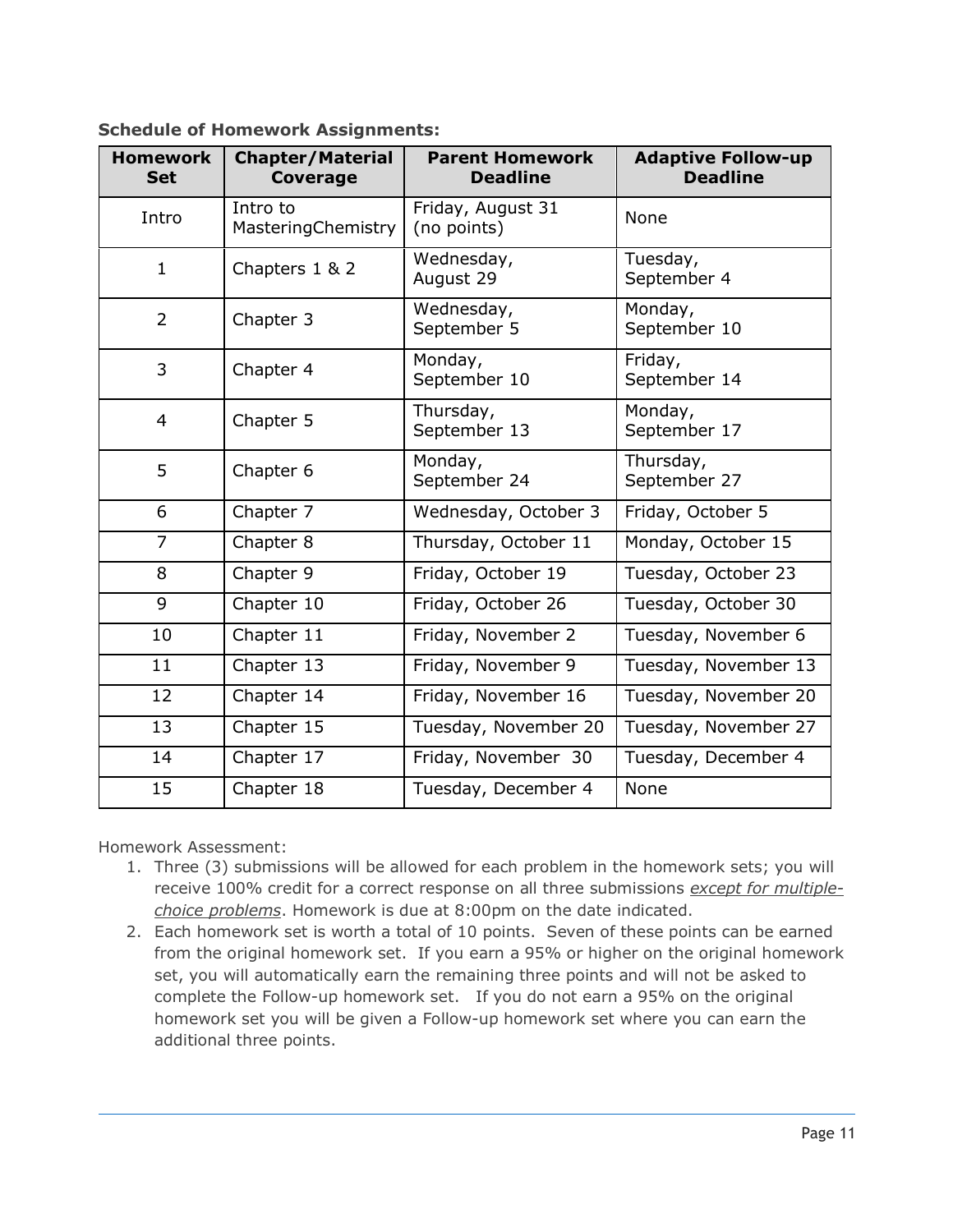**Schedule of Homework Assignments:**

| Homework Set | Chapter/Material Coverage | Parent Homework Deadline | Adaptive Follow-up Deadline |
|---|---|---|---|
| Intro | Intro to MasteringChemistry | Friday, August 31 (no points) | None |
| 1 | Chapters 1 & 2 | Wednesday, August 29 | Tuesday, September 4 |
| 2 | Chapter 3 | Wednesday, September 5 | Monday, September 10 |
| 3 | Chapter 4 | Monday, September 10 | Friday, September 14 |
| 4 | Chapter 5 | Thursday, September 13 | Monday, September 17 |
| 5 | Chapter 6 | Monday, September 24 | Thursday, September 27 |
| 6 | Chapter 7 | Wednesday, October 3 | Friday, October 5 |
| 7 | Chapter 8 | Thursday, October 11 | Monday, October 15 |
| 8 | Chapter 9 | Friday, October 19 | Tuesday, October 23 |
| 9 | Chapter 10 | Friday, October 26 | Tuesday, October 30 |
| 10 | Chapter 11 | Friday, November 2 | Tuesday, November 6 |
| 11 | Chapter 13 | Friday, November 9 | Tuesday, November 13 |
| 12 | Chapter 14 | Friday, November 16 | Tuesday, November 20 |
| 13 | Chapter 15 | Tuesday, November 20 | Tuesday, November 27 |
| 14 | Chapter 17 | Friday, November 30 | Tuesday, December 4 |
| 15 | Chapter 18 | Tuesday, December 4 | None |

Homework Assessment:

1. Three (3) submissions will be allowed for each problem in the homework sets; you will receive 100% credit for a correct response on all three submissions *<u>except for multiple-choice problems</u>*. Homework is due at 8:00pm on the date indicated.
2. Each homework set is worth a total of 10 points. Seven of these points can be earned from the original homework set. If you earn a 95% or higher on the original homework set, you will automatically earn the remaining three points and will not be asked to complete the Follow-up homework set. If you do not earn a 95% on the original homework set you will be given a Follow-up homework set where you can earn the additional three points.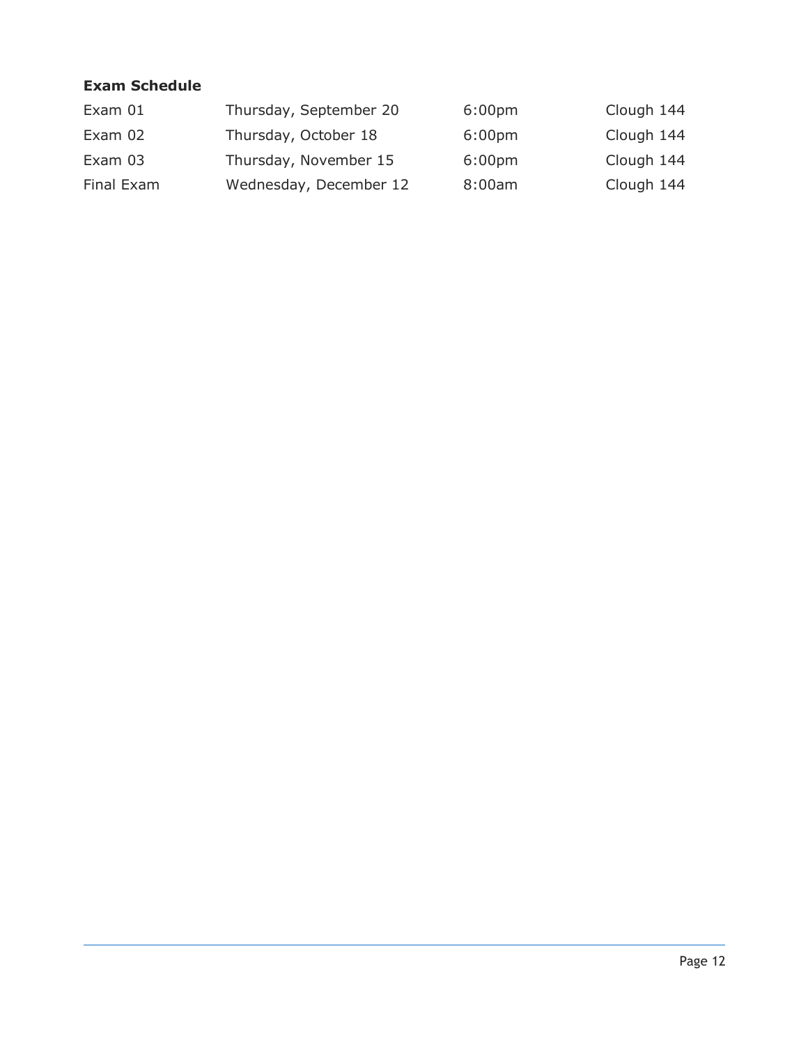**Exam Schedule**

| | | | |
|---|---|---|---|
| Exam 01 | Thursday, September 20 | 6:00pm | Clough 144 |
| Exam 02 | Thursday, October 18 | 6:00pm | Clough 144 |
| Exam 03 | Thursday, November 15 | 6:00pm | Clough 144 |
| Final Exam | Wednesday, December 12 | 8:00am | Clough 144 |